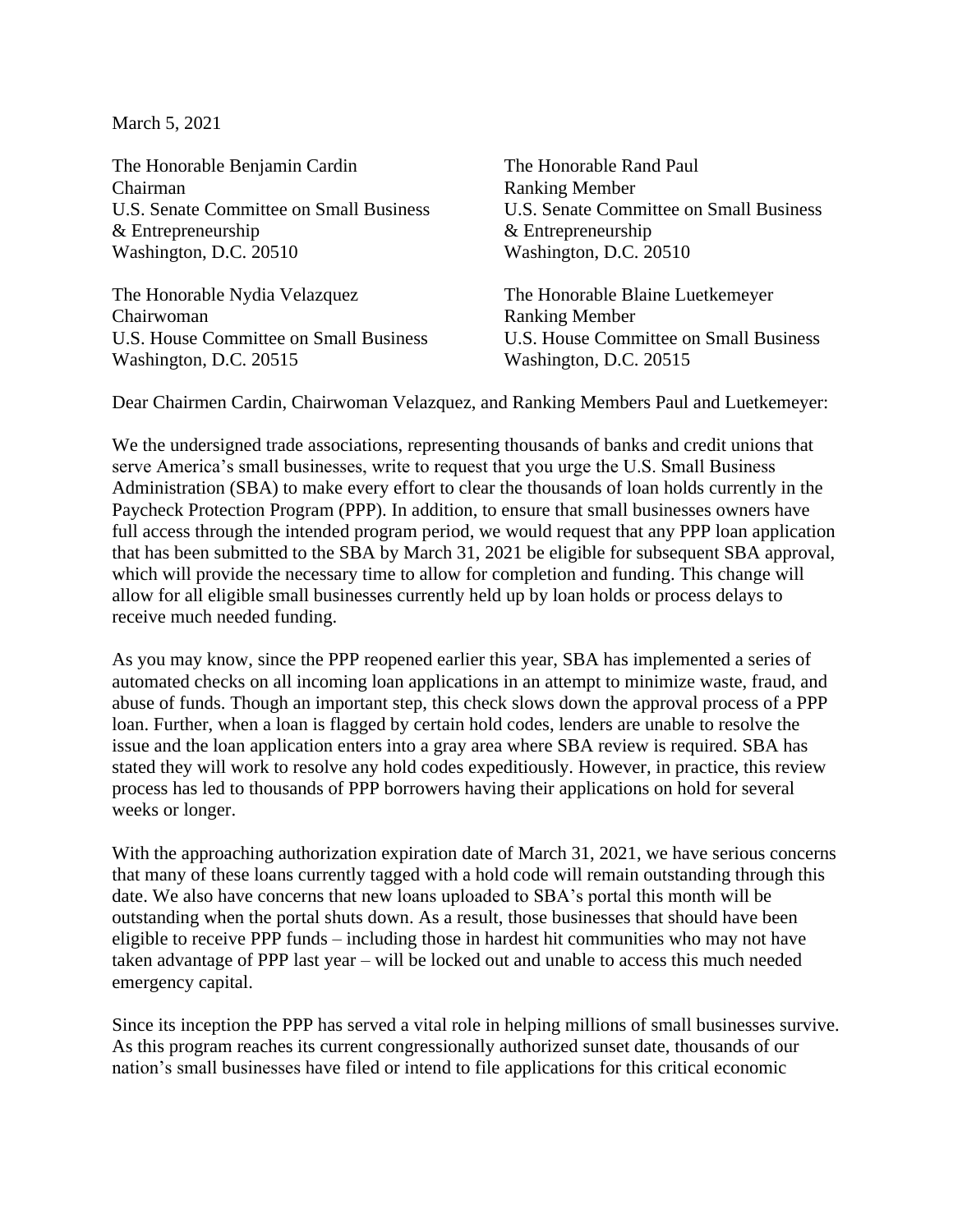March 5, 2021

The Honorable Benjamin Cardin
Chairman
U.S. Senate Committee on Small Business & Entrepreneurship
Washington, D.C. 20510

The Honorable Rand Paul
Ranking Member
U.S. Senate Committee on Small Business & Entrepreneurship
Washington, D.C. 20510

The Honorable Nydia Velazquez
Chairwoman
U.S. House Committee on Small Business
Washington, D.C. 20515

The Honorable Blaine Luetkemeyer
Ranking Member
U.S. House Committee on Small Business
Washington, D.C. 20515

Dear Chairmen Cardin, Chairwoman Velazquez, and Ranking Members Paul and Luetkemeyer:

We the undersigned trade associations, representing thousands of banks and credit unions that serve America's small businesses, write to request that you urge the U.S. Small Business Administration (SBA) to make every effort to clear the thousands of loan holds currently in the Paycheck Protection Program (PPP). In addition, to ensure that small businesses owners have full access through the intended program period, we would request that any PPP loan application that has been submitted to the SBA by March 31, 2021 be eligible for subsequent SBA approval, which will provide the necessary time to allow for completion and funding. This change will allow for all eligible small businesses currently held up by loan holds or process delays to receive much needed funding.

As you may know, since the PPP reopened earlier this year, SBA has implemented a series of automated checks on all incoming loan applications in an attempt to minimize waste, fraud, and abuse of funds. Though an important step, this check slows down the approval process of a PPP loan. Further, when a loan is flagged by certain hold codes, lenders are unable to resolve the issue and the loan application enters into a gray area where SBA review is required. SBA has stated they will work to resolve any hold codes expeditiously. However, in practice, this review process has led to thousands of PPP borrowers having their applications on hold for several weeks or longer.

With the approaching authorization expiration date of March 31, 2021, we have serious concerns that many of these loans currently tagged with a hold code will remain outstanding through this date. We also have concerns that new loans uploaded to SBA's portal this month will be outstanding when the portal shuts down. As a result, those businesses that should have been eligible to receive PPP funds – including those in hardest hit communities who may not have taken advantage of PPP last year – will be locked out and unable to access this much needed emergency capital.

Since its inception the PPP has served a vital role in helping millions of small businesses survive. As this program reaches its current congressionally authorized sunset date, thousands of our nation's small businesses have filed or intend to file applications for this critical economic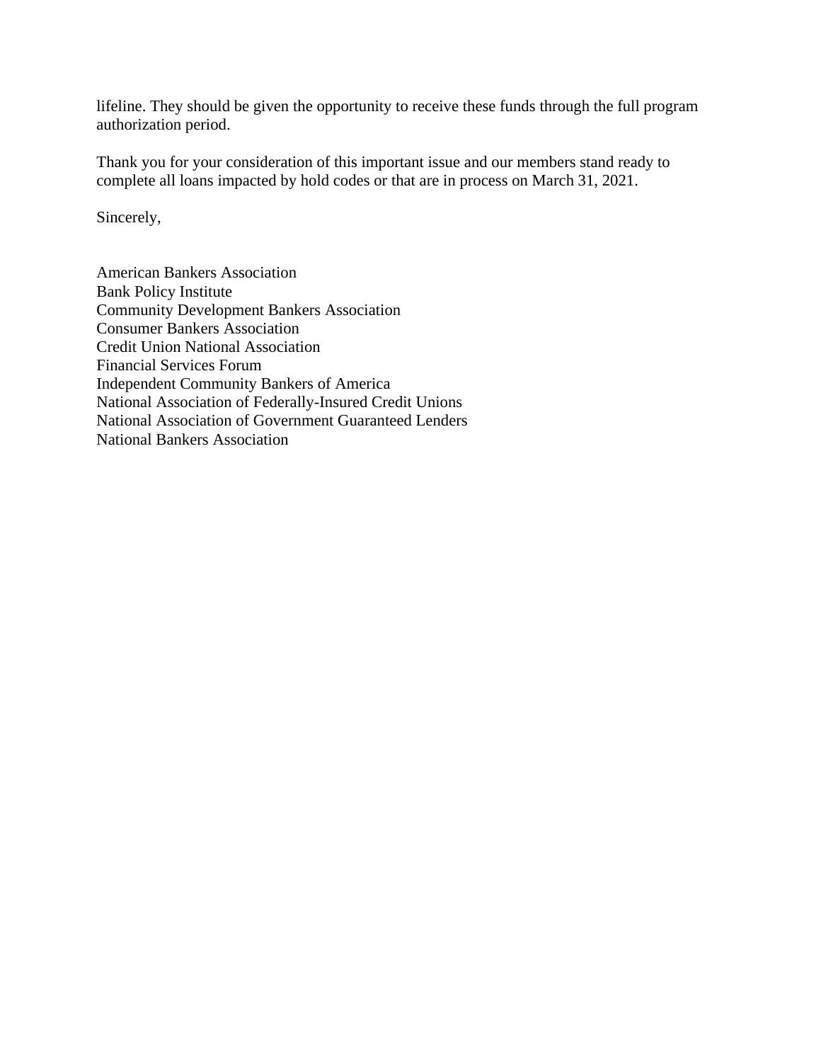lifeline. They should be given the opportunity to receive these funds through the full program authorization period.

Thank you for your consideration of this important issue and our members stand ready to complete all loans impacted by hold codes or that are in process on March 31, 2021.

Sincerely,

American Bankers Association
Bank Policy Institute
Community Development Bankers Association
Consumer Bankers Association
Credit Union National Association
Financial Services Forum
Independent Community Bankers of America
National Association of Federally-Insured Credit Unions
National Association of Government Guaranteed Lenders
National Bankers Association